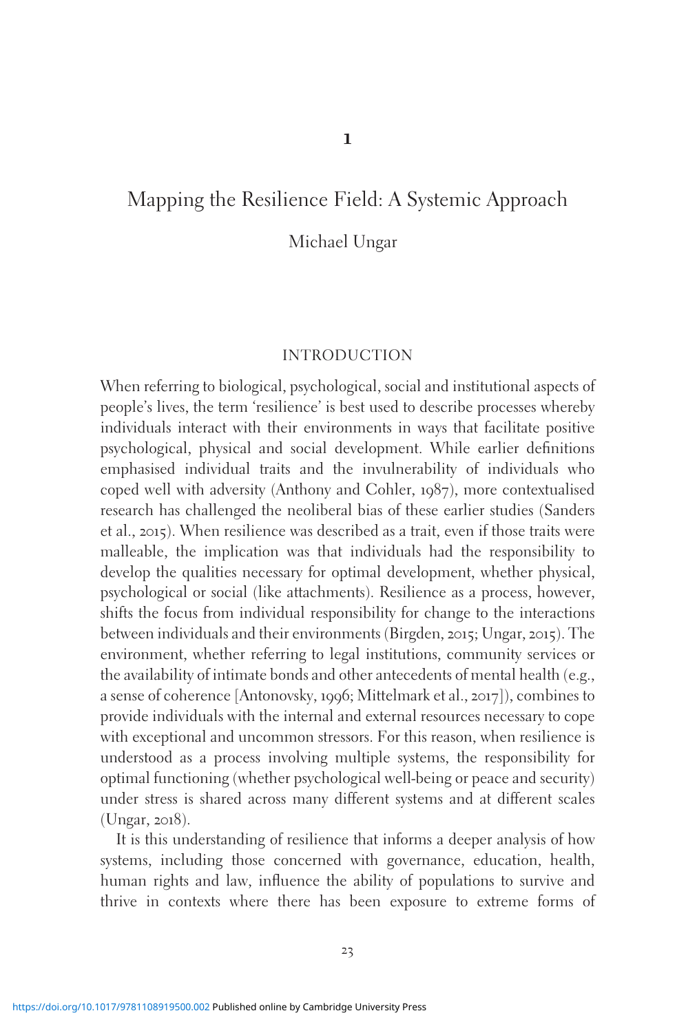# 1

# Mapping the Resilience Field: A Systemic Approach

Michael Ungar

## INTRODUCTION

When referring to biological, psychological, social and institutional aspects of people's lives, the term 'resilience' is best used to describe processes whereby individuals interact with their environments in ways that facilitate positive psychological, physical and social development. While earlier definitions emphasised individual traits and the invulnerability of individuals who coped well with adversity (Anthony and Cohler, 1987), more contextualised research has challenged the neoliberal bias of these earlier studies (Sanders et al., 2015). When resilience was described as a trait, even if those traits were malleable, the implication was that individuals had the responsibility to develop the qualities necessary for optimal development, whether physical, psychological or social (like attachments). Resilience as a process, however, shifts the focus from individual responsibility for change to the interactions between individuals and their environments (Birgden, 2015; Ungar, 2015). The environment, whether referring to legal institutions, community services or the availability of intimate bonds and other antecedents of mental health (e.g., a sense of coherence [Antonovsky, 1996; Mittelmark et al., 2017]), combines to provide individuals with the internal and external resources necessary to cope with exceptional and uncommon stressors. For this reason, when resilience is understood as a process involving multiple systems, the responsibility for optimal functioning (whether psychological well-being or peace and security) under stress is shared across many different systems and at different scales (Ungar, 2018).

It is this understanding of resilience that informs a deeper analysis of how systems, including those concerned with governance, education, health, human rights and law, influence the ability of populations to survive and thrive in contexts where there has been exposure to extreme forms of

https://doi.org/10.1017/9781108919500.002 Published online by Cambridge University Press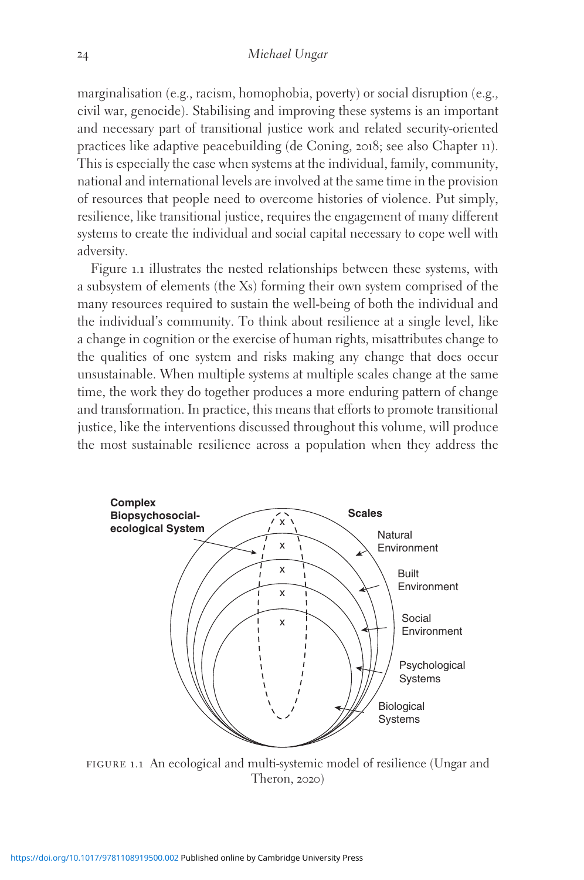marginalisation (e.g., racism, homophobia, poverty) or social disruption (e.g., civil war, genocide). Stabilising and improving these systems is an important and necessary part of transitional justice work and related security-oriented practices like adaptive peacebuilding (de Coning, 2018; see also Chapter 11). This is especially the case when systems at the individual, family, community, national and international levels are involved at the same time in the provision of resources that people need to overcome histories of violence. Put simply, resilience, like transitional justice, requires the engagement of many different systems to create the individual and social capital necessary to cope well with adversity.

Figure 1.1 illustrates the nested relationships between these systems, with a subsystem of elements (the Xs) forming their own system comprised of the many resources required to sustain the well-being of both the individual and the individual's community. To think about resilience at a single level, like a change in cognition or the exercise of human rights, misattributes change to the qualities of one system and risks making any change that does occur unsustainable. When multiple systems at multiple scales change at the same time, the work they do together produces a more enduring pattern of change and transformation. In practice, this means that efforts to promote transitional justice, like the interventions discussed throughout this volume, will produce the most sustainable resilience across a population when they address the

FIGURE 1.1 An ecological and multi-systemic model of resilience (Ungar and Theron, 2020)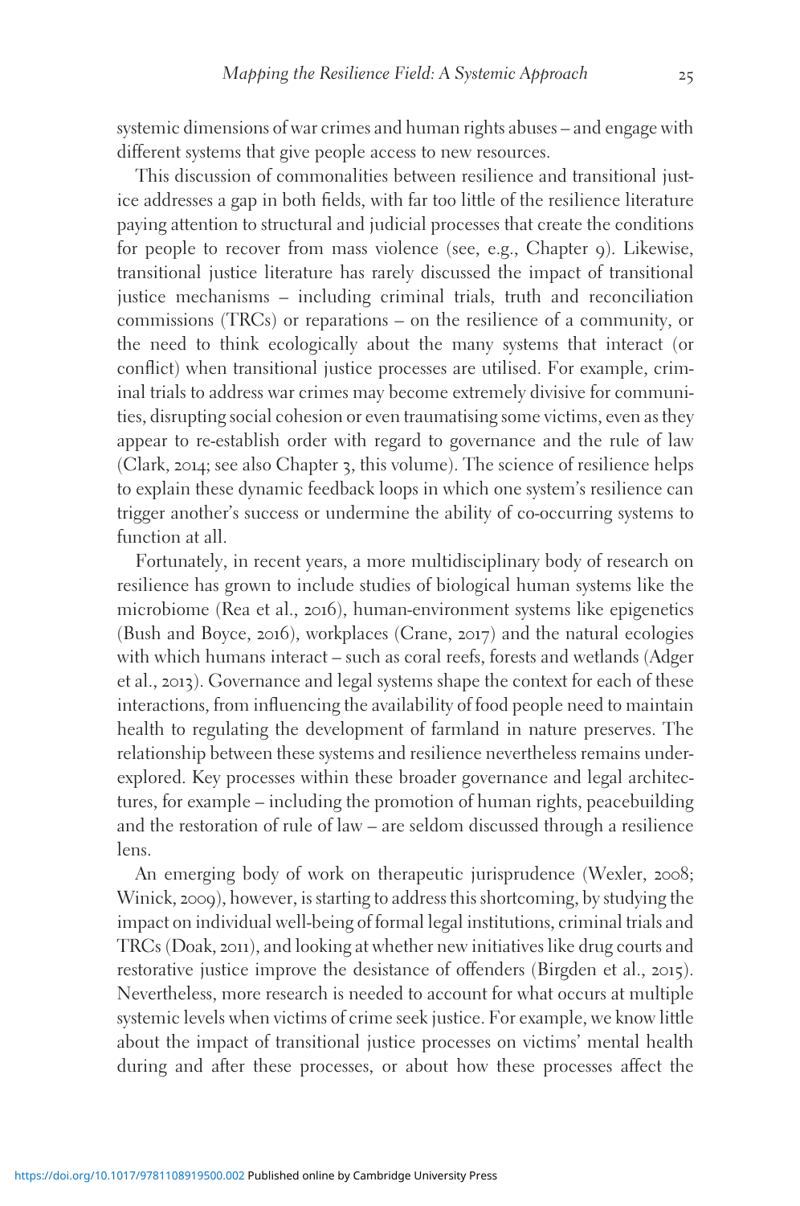systemic dimensions of war crimes and human rights abuses – and engage with different systems that give people access to new resources.

This discussion of commonalities between resilience and transitional justice addresses a gap in both fields, with far too little of the resilience literature paying attention to structural and judicial processes that create the conditions for people to recover from mass violence (see, e.g., Chapter 9). Likewise, transitional justice literature has rarely discussed the impact of transitional justice mechanisms – including criminal trials, truth and reconciliation commissions (TRCs) or reparations – on the resilience of a community, or the need to think ecologically about the many systems that interact (or conflict) when transitional justice processes are utilised. For example, criminal trials to address war crimes may become extremely divisive for communities, disrupting social cohesion or even traumatising some victims, even as they appear to re-establish order with regard to governance and the rule of law (Clark, 2014; see also Chapter 3, this volume). The science of resilience helps to explain these dynamic feedback loops in which one system's resilience can trigger another's success or undermine the ability of co-occurring systems to function at all.

Fortunately, in recent years, a more multidisciplinary body of research on resilience has grown to include studies of biological human systems like the microbiome (Rea et al., 2016), human-environment systems like epigenetics (Bush and Boyce, 2016), workplaces (Crane, 2017) and the natural ecologies with which humans interact – such as coral reefs, forests and wetlands (Adger et al., 2013). Governance and legal systems shape the context for each of these interactions, from influencing the availability of food people need to maintain health to regulating the development of farmland in nature preserves. The relationship between these systems and resilience nevertheless remains underexplored. Key processes within these broader governance and legal architectures, for example – including the promotion of human rights, peacebuilding and the restoration of rule of law – are seldom discussed through a resilience lens.

An emerging body of work on therapeutic jurisprudence (Wexler, 2008; Winick, 2009), however, is starting to address this shortcoming, by studying the impact on individual well-being of formal legal institutions, criminal trials and TRCs (Doak, 2011), and looking at whether new initiatives like drug courts and restorative justice improve the desistance of offenders (Birgden et al., 2015). Nevertheless, more research is needed to account for what occurs at multiple systemic levels when victims of crime seek justice. For example, we know little about the impact of transitional justice processes on victims' mental health during and after these processes, or about how these processes affect the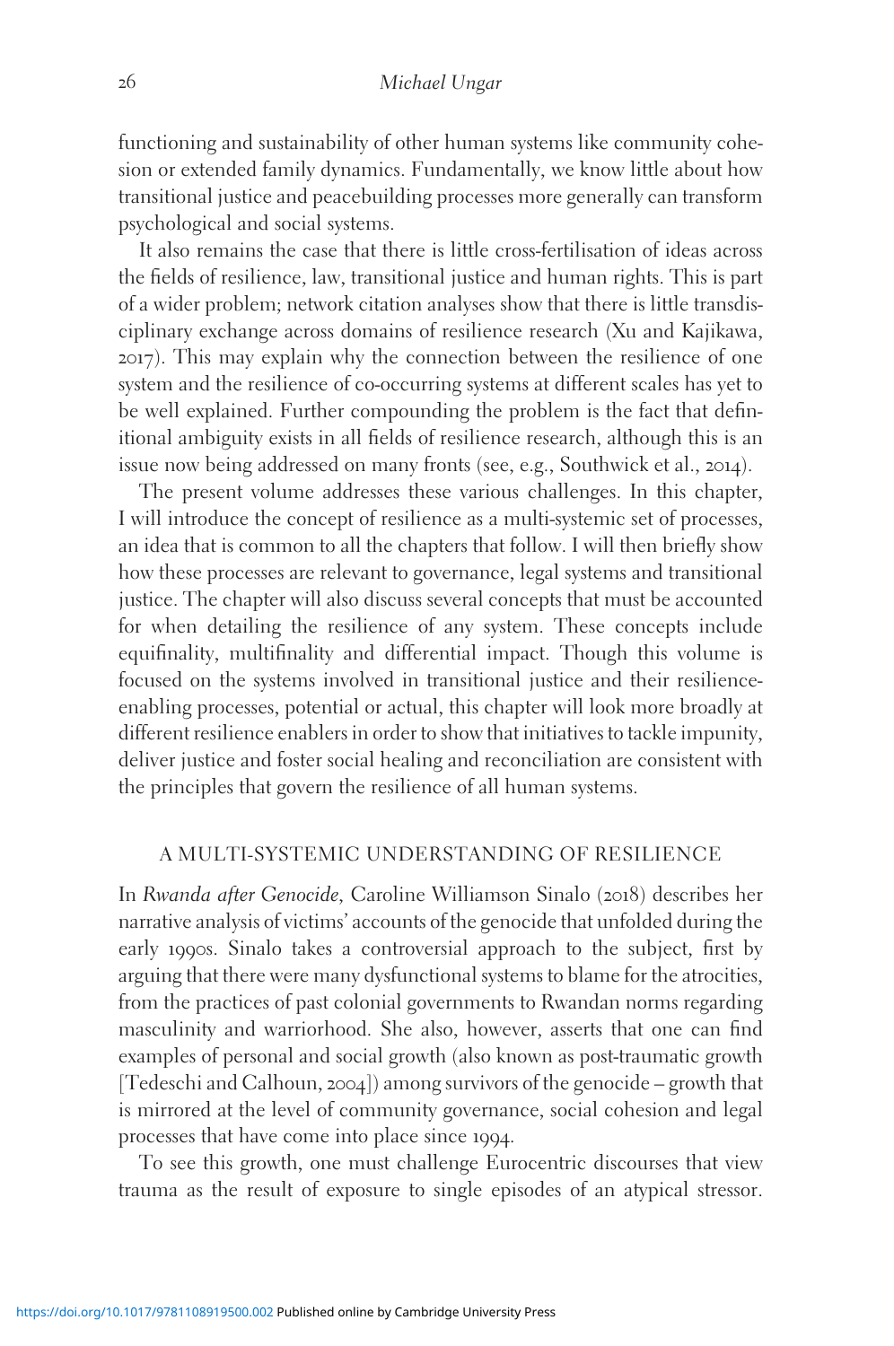functioning and sustainability of other human systems like community cohesion or extended family dynamics. Fundamentally, we know little about how transitional justice and peacebuilding processes more generally can transform psychological and social systems.

It also remains the case that there is little cross-fertilisation of ideas across the fields of resilience, law, transitional justice and human rights. This is part of a wider problem; network citation analyses show that there is little transdisciplinary exchange across domains of resilience research (Xu and Kajikawa, 2017). This may explain why the connection between the resilience of one system and the resilience of co-occurring systems at different scales has yet to be well explained. Further compounding the problem is the fact that definitional ambiguity exists in all fields of resilience research, although this is an issue now being addressed on many fronts (see, e.g., Southwick et al., 2014).

The present volume addresses these various challenges. In this chapter, I will introduce the concept of resilience as a multi-systemic set of processes, an idea that is common to all the chapters that follow. I will then briefly show how these processes are relevant to governance, legal systems and transitional justice. The chapter will also discuss several concepts that must be accounted for when detailing the resilience of any system. These concepts include equifinality, multifinality and differential impact. Though this volume is focused on the systems involved in transitional justice and their resilience-enabling processes, potential or actual, this chapter will look more broadly at different resilience enablers in order to show that initiatives to tackle impunity, deliver justice and foster social healing and reconciliation are consistent with the principles that govern the resilience of all human systems.

## A MULTI-SYSTEMIC UNDERSTANDING OF RESILIENCE

In *Rwanda after Genocide*, Caroline Williamson Sinalo (2018) describes her narrative analysis of victims' accounts of the genocide that unfolded during the early 1990s. Sinalo takes a controversial approach to the subject, first by arguing that there were many dysfunctional systems to blame for the atrocities, from the practices of past colonial governments to Rwandan norms regarding masculinity and warriorhood. She also, however, asserts that one can find examples of personal and social growth (also known as post-traumatic growth [Tedeschi and Calhoun, 2004]) among survivors of the genocide – growth that is mirrored at the level of community governance, social cohesion and legal processes that have come into place since 1994.

To see this growth, one must challenge Eurocentric discourses that view trauma as the result of exposure to single episodes of an atypical stressor.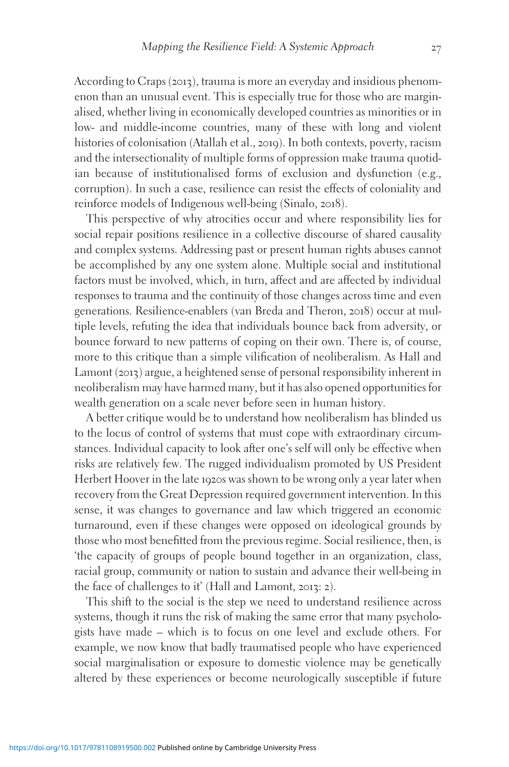According to Craps (2013), trauma is more an everyday and insidious phenomenon than an unusual event. This is especially true for those who are marginalised, whether living in economically developed countries as minorities or in low- and middle-income countries, many of these with long and violent histories of colonisation (Atallah et al., 2019). In both contexts, poverty, racism and the intersectionality of multiple forms of oppression make trauma quotidian because of institutionalised forms of exclusion and dysfunction (e.g., corruption). In such a case, resilience can resist the effects of coloniality and reinforce models of Indigenous well-being (Sinalo, 2018).

This perspective of why atrocities occur and where responsibility lies for social repair positions resilience in a collective discourse of shared causality and complex systems. Addressing past or present human rights abuses cannot be accomplished by any one system alone. Multiple social and institutional factors must be involved, which, in turn, affect and are affected by individual responses to trauma and the continuity of those changes across time and even generations. Resilience-enablers (van Breda and Theron, 2018) occur at multiple levels, refuting the idea that individuals bounce back from adversity, or bounce forward to new patterns of coping on their own. There is, of course, more to this critique than a simple vilification of neoliberalism. As Hall and Lamont (2013) argue, a heightened sense of personal responsibility inherent in neoliberalism may have harmed many, but it has also opened opportunities for wealth generation on a scale never before seen in human history.

A better critique would be to understand how neoliberalism has blinded us to the locus of control of systems that must cope with extraordinary circumstances. Individual capacity to look after one's self will only be effective when risks are relatively few. The rugged individualism promoted by US President Herbert Hoover in the late 1920s was shown to be wrong only a year later when recovery from the Great Depression required government intervention. In this sense, it was changes to governance and law which triggered an economic turnaround, even if these changes were opposed on ideological grounds by those who most benefitted from the previous regime. Social resilience, then, is 'the capacity of groups of people bound together in an organization, class, racial group, community or nation to sustain and advance their well-being in the face of challenges to it' (Hall and Lamont, 2013: 2).

This shift to the social is the step we need to understand resilience across systems, though it runs the risk of making the same error that many psychologists have made – which is to focus on one level and exclude others. For example, we now know that badly traumatised people who have experienced social marginalisation or exposure to domestic violence may be genetically altered by these experiences or become neurologically susceptible if future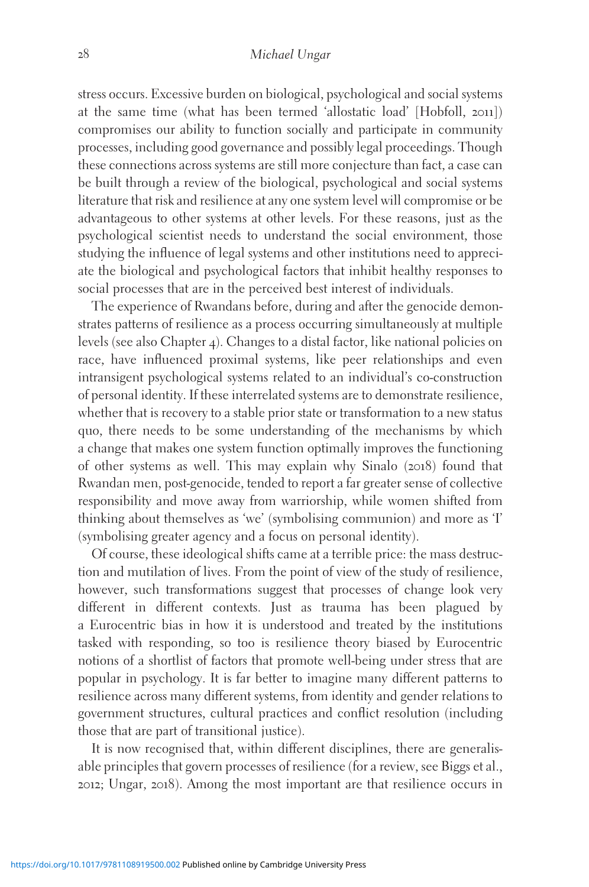stress occurs. Excessive burden on biological, psychological and social systems at the same time (what has been termed 'allostatic load' [Hobfoll, 2011]) compromises our ability to function socially and participate in community processes, including good governance and possibly legal proceedings. Though these connections across systems are still more conjecture than fact, a case can be built through a review of the biological, psychological and social systems literature that risk and resilience at any one system level will compromise or be advantageous to other systems at other levels. For these reasons, just as the psychological scientist needs to understand the social environment, those studying the influence of legal systems and other institutions need to appreciate the biological and psychological factors that inhibit healthy responses to social processes that are in the perceived best interest of individuals.

The experience of Rwandans before, during and after the genocide demonstrates patterns of resilience as a process occurring simultaneously at multiple levels (see also Chapter 4). Changes to a distal factor, like national policies on race, have influenced proximal systems, like peer relationships and even intransigent psychological systems related to an individual's co-construction of personal identity. If these interrelated systems are to demonstrate resilience, whether that is recovery to a stable prior state or transformation to a new status quo, there needs to be some understanding of the mechanisms by which a change that makes one system function optimally improves the functioning of other systems as well. This may explain why Sinalo (2018) found that Rwandan men, post-genocide, tended to report a far greater sense of collective responsibility and move away from warriorship, while women shifted from thinking about themselves as 'we' (symbolising communion) and more as 'I' (symbolising greater agency and a focus on personal identity).

Of course, these ideological shifts came at a terrible price: the mass destruction and mutilation of lives. From the point of view of the study of resilience, however, such transformations suggest that processes of change look very different in different contexts. Just as trauma has been plagued by a Eurocentric bias in how it is understood and treated by the institutions tasked with responding, so too is resilience theory biased by Eurocentric notions of a shortlist of factors that promote well-being under stress that are popular in psychology. It is far better to imagine many different patterns to resilience across many different systems, from identity and gender relations to government structures, cultural practices and conflict resolution (including those that are part of transitional justice).

It is now recognised that, within different disciplines, there are generalisable principles that govern processes of resilience (for a review, see Biggs et al., 2012; Ungar, 2018). Among the most important are that resilience occurs in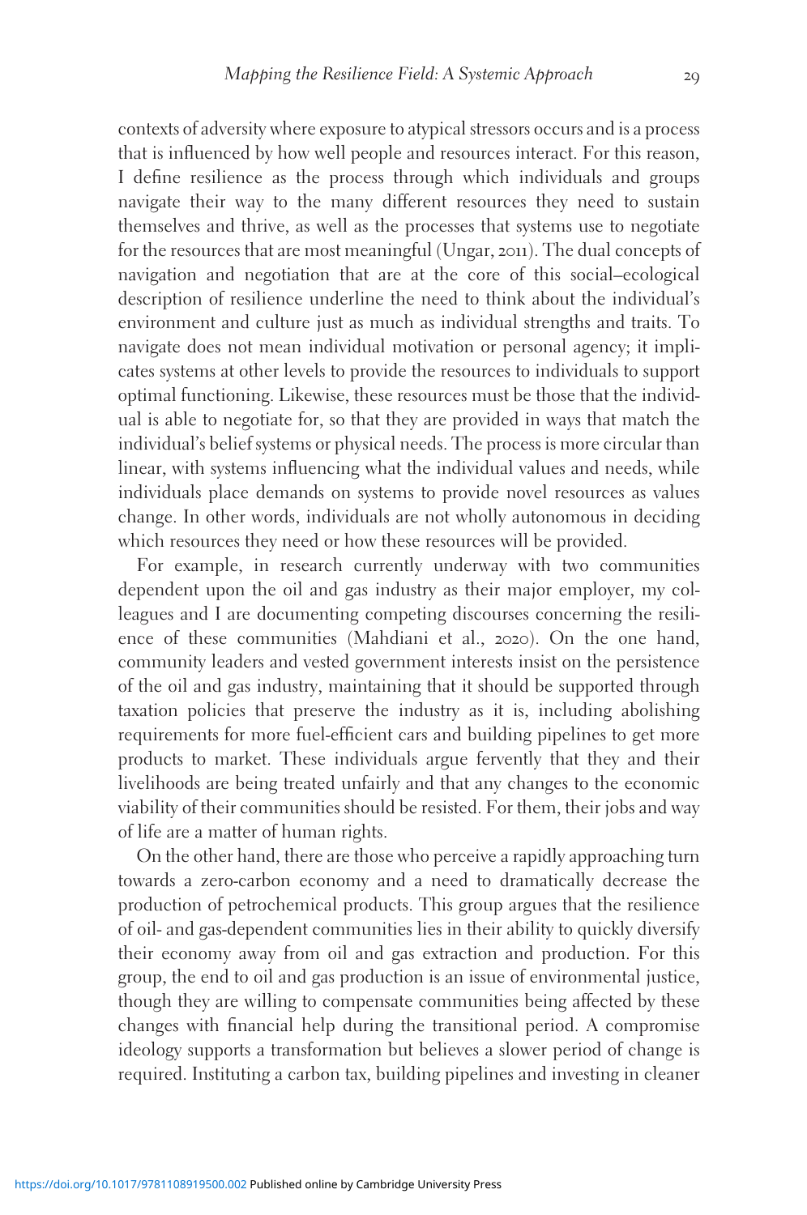contexts of adversity where exposure to atypical stressors occurs and is a process that is influenced by how well people and resources interact. For this reason, I define resilience as the process through which individuals and groups navigate their way to the many different resources they need to sustain themselves and thrive, as well as the processes that systems use to negotiate for the resources that are most meaningful (Ungar, 2011). The dual concepts of navigation and negotiation that are at the core of this social–ecological description of resilience underline the need to think about the individual's environment and culture just as much as individual strengths and traits. To navigate does not mean individual motivation or personal agency; it implicates systems at other levels to provide the resources to individuals to support optimal functioning. Likewise, these resources must be those that the individual is able to negotiate for, so that they are provided in ways that match the individual's belief systems or physical needs. The process is more circular than linear, with systems influencing what the individual values and needs, while individuals place demands on systems to provide novel resources as values change. In other words, individuals are not wholly autonomous in deciding which resources they need or how these resources will be provided.

For example, in research currently underway with two communities dependent upon the oil and gas industry as their major employer, my colleagues and I are documenting competing discourses concerning the resilience of these communities (Mahdiani et al., 2020). On the one hand, community leaders and vested government interests insist on the persistence of the oil and gas industry, maintaining that it should be supported through taxation policies that preserve the industry as it is, including abolishing requirements for more fuel-efficient cars and building pipelines to get more products to market. These individuals argue fervently that they and their livelihoods are being treated unfairly and that any changes to the economic viability of their communities should be resisted. For them, their jobs and way of life are a matter of human rights.

On the other hand, there are those who perceive a rapidly approaching turn towards a zero-carbon economy and a need to dramatically decrease the production of petrochemical products. This group argues that the resilience of oil- and gas-dependent communities lies in their ability to quickly diversify their economy away from oil and gas extraction and production. For this group, the end to oil and gas production is an issue of environmental justice, though they are willing to compensate communities being affected by these changes with financial help during the transitional period. A compromise ideology supports a transformation but believes a slower period of change is required. Instituting a carbon tax, building pipelines and investing in cleaner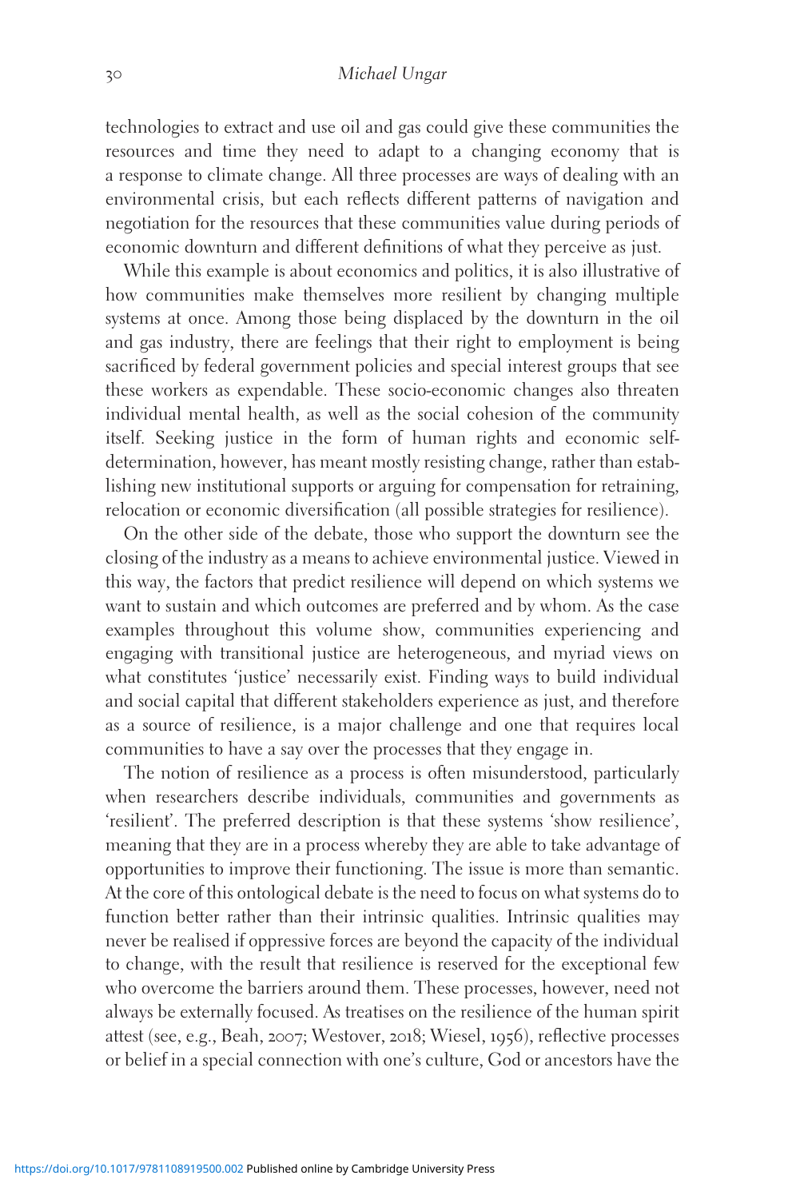technologies to extract and use oil and gas could give these communities the resources and time they need to adapt to a changing economy that is a response to climate change. All three processes are ways of dealing with an environmental crisis, but each reflects different patterns of navigation and negotiation for the resources that these communities value during periods of economic downturn and different definitions of what they perceive as just.

While this example is about economics and politics, it is also illustrative of how communities make themselves more resilient by changing multiple systems at once. Among those being displaced by the downturn in the oil and gas industry, there are feelings that their right to employment is being sacrificed by federal government policies and special interest groups that see these workers as expendable. These socio-economic changes also threaten individual mental health, as well as the social cohesion of the community itself. Seeking justice in the form of human rights and economic self-determination, however, has meant mostly resisting change, rather than establishing new institutional supports or arguing for compensation for retraining, relocation or economic diversification (all possible strategies for resilience).

On the other side of the debate, those who support the downturn see the closing of the industry as a means to achieve environmental justice. Viewed in this way, the factors that predict resilience will depend on which systems we want to sustain and which outcomes are preferred and by whom. As the case examples throughout this volume show, communities experiencing and engaging with transitional justice are heterogeneous, and myriad views on what constitutes 'justice' necessarily exist. Finding ways to build individual and social capital that different stakeholders experience as just, and therefore as a source of resilience, is a major challenge and one that requires local communities to have a say over the processes that they engage in.

The notion of resilience as a process is often misunderstood, particularly when researchers describe individuals, communities and governments as 'resilient'. The preferred description is that these systems 'show resilience', meaning that they are in a process whereby they are able to take advantage of opportunities to improve their functioning. The issue is more than semantic. At the core of this ontological debate is the need to focus on what systems do to function better rather than their intrinsic qualities. Intrinsic qualities may never be realised if oppressive forces are beyond the capacity of the individual to change, with the result that resilience is reserved for the exceptional few who overcome the barriers around them. These processes, however, need not always be externally focused. As treatises on the resilience of the human spirit attest (see, e.g., Beah, 2007; Westover, 2018; Wiesel, 1956), reflective processes or belief in a special connection with one's culture, God or ancestors have the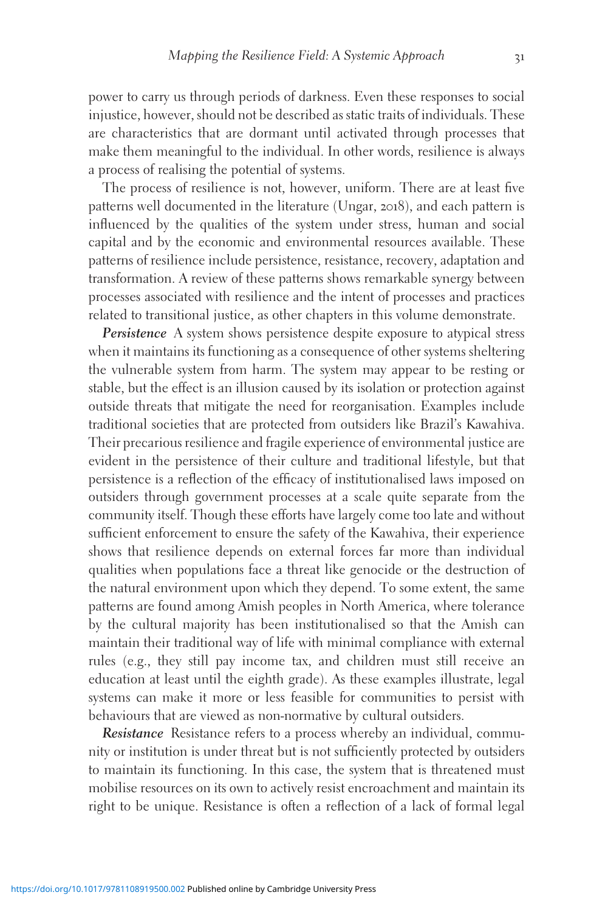power to carry us through periods of darkness. Even these responses to social injustice, however, should not be described as static traits of individuals. These are characteristics that are dormant until activated through processes that make them meaningful to the individual. In other words, resilience is always a process of realising the potential of systems.

The process of resilience is not, however, uniform. There are at least five patterns well documented in the literature (Ungar, 2018), and each pattern is influenced by the qualities of the system under stress, human and social capital and by the economic and environmental resources available. These patterns of resilience include persistence, resistance, recovery, adaptation and transformation. A review of these patterns shows remarkable synergy between processes associated with resilience and the intent of processes and practices related to transitional justice, as other chapters in this volume demonstrate.

***Persistence*** A system shows persistence despite exposure to atypical stress when it maintains its functioning as a consequence of other systems sheltering the vulnerable system from harm. The system may appear to be resting or stable, but the effect is an illusion caused by its isolation or protection against outside threats that mitigate the need for reorganisation. Examples include traditional societies that are protected from outsiders like Brazil's Kawahiva. Their precarious resilience and fragile experience of environmental justice are evident in the persistence of their culture and traditional lifestyle, but that persistence is a reflection of the efficacy of institutionalised laws imposed on outsiders through government processes at a scale quite separate from the community itself. Though these efforts have largely come too late and without sufficient enforcement to ensure the safety of the Kawahiva, their experience shows that resilience depends on external forces far more than individual qualities when populations face a threat like genocide or the destruction of the natural environment upon which they depend. To some extent, the same patterns are found among Amish peoples in North America, where tolerance by the cultural majority has been institutionalised so that the Amish can maintain their traditional way of life with minimal compliance with external rules (e.g., they still pay income tax, and children must still receive an education at least until the eighth grade). As these examples illustrate, legal systems can make it more or less feasible for communities to persist with behaviours that are viewed as non-normative by cultural outsiders.

***Resistance*** Resistance refers to a process whereby an individual, community or institution is under threat but is not sufficiently protected by outsiders to maintain its functioning. In this case, the system that is threatened must mobilise resources on its own to actively resist encroachment and maintain its right to be unique. Resistance is often a reflection of a lack of formal legal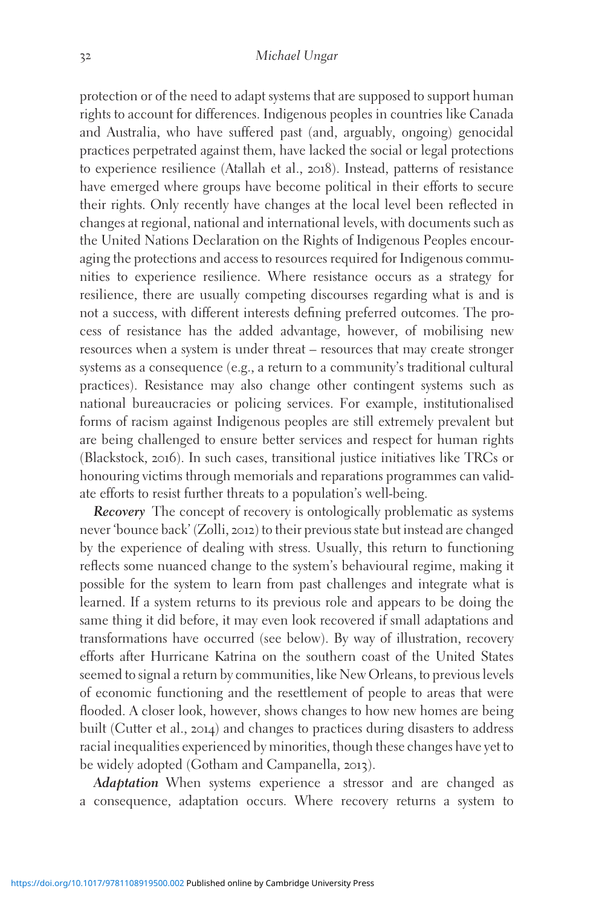protection or of the need to adapt systems that are supposed to support human rights to account for differences. Indigenous peoples in countries like Canada and Australia, who have suffered past (and, arguably, ongoing) genocidal practices perpetrated against them, have lacked the social or legal protections to experience resilience (Atallah et al., 2018). Instead, patterns of resistance have emerged where groups have become political in their efforts to secure their rights. Only recently have changes at the local level been reflected in changes at regional, national and international levels, with documents such as the United Nations Declaration on the Rights of Indigenous Peoples encouraging the protections and access to resources required for Indigenous communities to experience resilience. Where resistance occurs as a strategy for resilience, there are usually competing discourses regarding what is and is not a success, with different interests defining preferred outcomes. The process of resistance has the added advantage, however, of mobilising new resources when a system is under threat – resources that may create stronger systems as a consequence (e.g., a return to a community's traditional cultural practices). Resistance may also change other contingent systems such as national bureaucracies or policing services. For example, institutionalised forms of racism against Indigenous peoples are still extremely prevalent but are being challenged to ensure better services and respect for human rights (Blackstock, 2016). In such cases, transitional justice initiatives like TRCs or honouring victims through memorials and reparations programmes can validate efforts to resist further threats to a population's well-being.

***Recovery*** The concept of recovery is ontologically problematic as systems never 'bounce back' (Zolli, 2012) to their previous state but instead are changed by the experience of dealing with stress. Usually, this return to functioning reflects some nuanced change to the system's behavioural regime, making it possible for the system to learn from past challenges and integrate what is learned. If a system returns to its previous role and appears to be doing the same thing it did before, it may even look recovered if small adaptations and transformations have occurred (see below). By way of illustration, recovery efforts after Hurricane Katrina on the southern coast of the United States seemed to signal a return by communities, like New Orleans, to previous levels of economic functioning and the resettlement of people to areas that were flooded. A closer look, however, shows changes to how new homes are being built (Cutter et al., 2014) and changes to practices during disasters to address racial inequalities experienced by minorities, though these changes have yet to be widely adopted (Gotham and Campanella, 2013).

***Adaptation*** When systems experience a stressor and are changed as a consequence, adaptation occurs. Where recovery returns a system to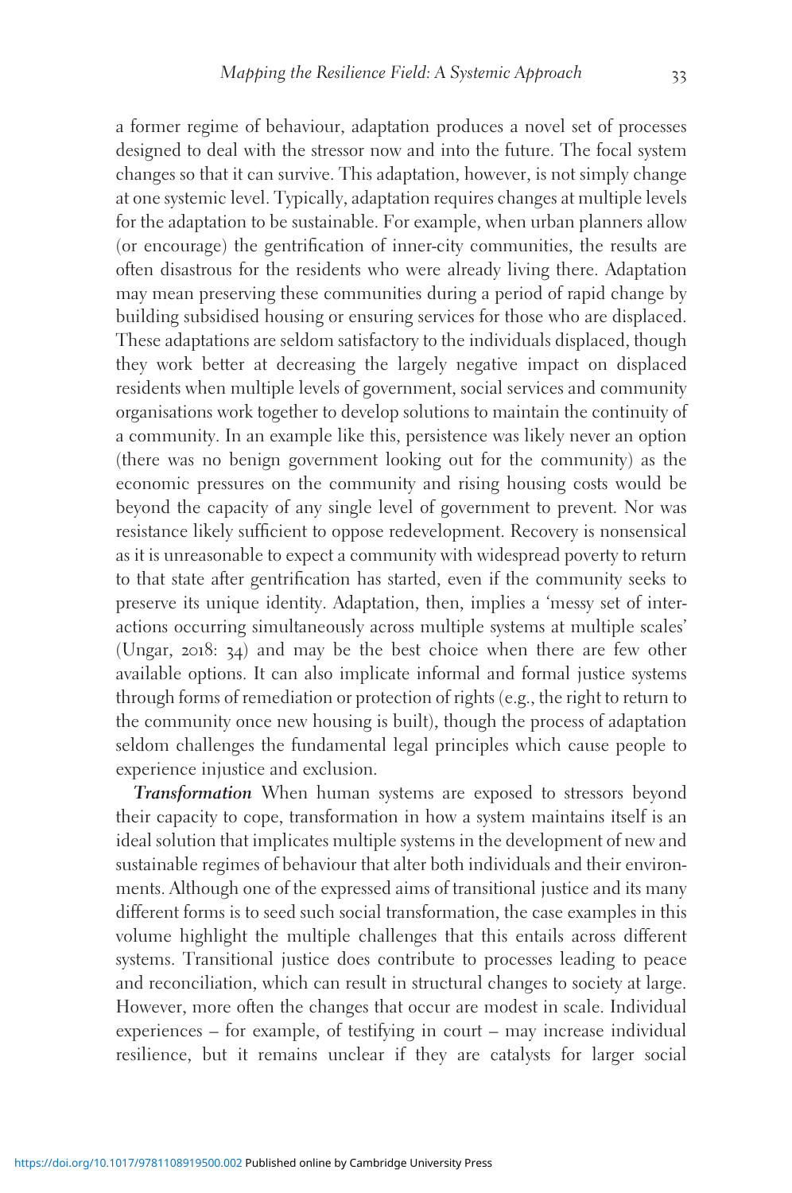a former regime of behaviour, adaptation produces a novel set of processes designed to deal with the stressor now and into the future. The focal system changes so that it can survive. This adaptation, however, is not simply change at one systemic level. Typically, adaptation requires changes at multiple levels for the adaptation to be sustainable. For example, when urban planners allow (or encourage) the gentrification of inner-city communities, the results are often disastrous for the residents who were already living there. Adaptation may mean preserving these communities during a period of rapid change by building subsidised housing or ensuring services for those who are displaced. These adaptations are seldom satisfactory to the individuals displaced, though they work better at decreasing the largely negative impact on displaced residents when multiple levels of government, social services and community organisations work together to develop solutions to maintain the continuity of a community. In an example like this, persistence was likely never an option (there was no benign government looking out for the community) as the economic pressures on the community and rising housing costs would be beyond the capacity of any single level of government to prevent. Nor was resistance likely sufficient to oppose redevelopment. Recovery is nonsensical as it is unreasonable to expect a community with widespread poverty to return to that state after gentrification has started, even if the community seeks to preserve its unique identity. Adaptation, then, implies a 'messy set of interactions occurring simultaneously across multiple systems at multiple scales' (Ungar, 2018: 34) and may be the best choice when there are few other available options. It can also implicate informal and formal justice systems through forms of remediation or protection of rights (e.g., the right to return to the community once new housing is built), though the process of adaptation seldom challenges the fundamental legal principles which cause people to experience injustice and exclusion.

***Transformation*** When human systems are exposed to stressors beyond their capacity to cope, transformation in how a system maintains itself is an ideal solution that implicates multiple systems in the development of new and sustainable regimes of behaviour that alter both individuals and their environments. Although one of the expressed aims of transitional justice and its many different forms is to seed such social transformation, the case examples in this volume highlight the multiple challenges that this entails across different systems. Transitional justice does contribute to processes leading to peace and reconciliation, which can result in structural changes to society at large. However, more often the changes that occur are modest in scale. Individual experiences – for example, of testifying in court – may increase individual resilience, but it remains unclear if they are catalysts for larger social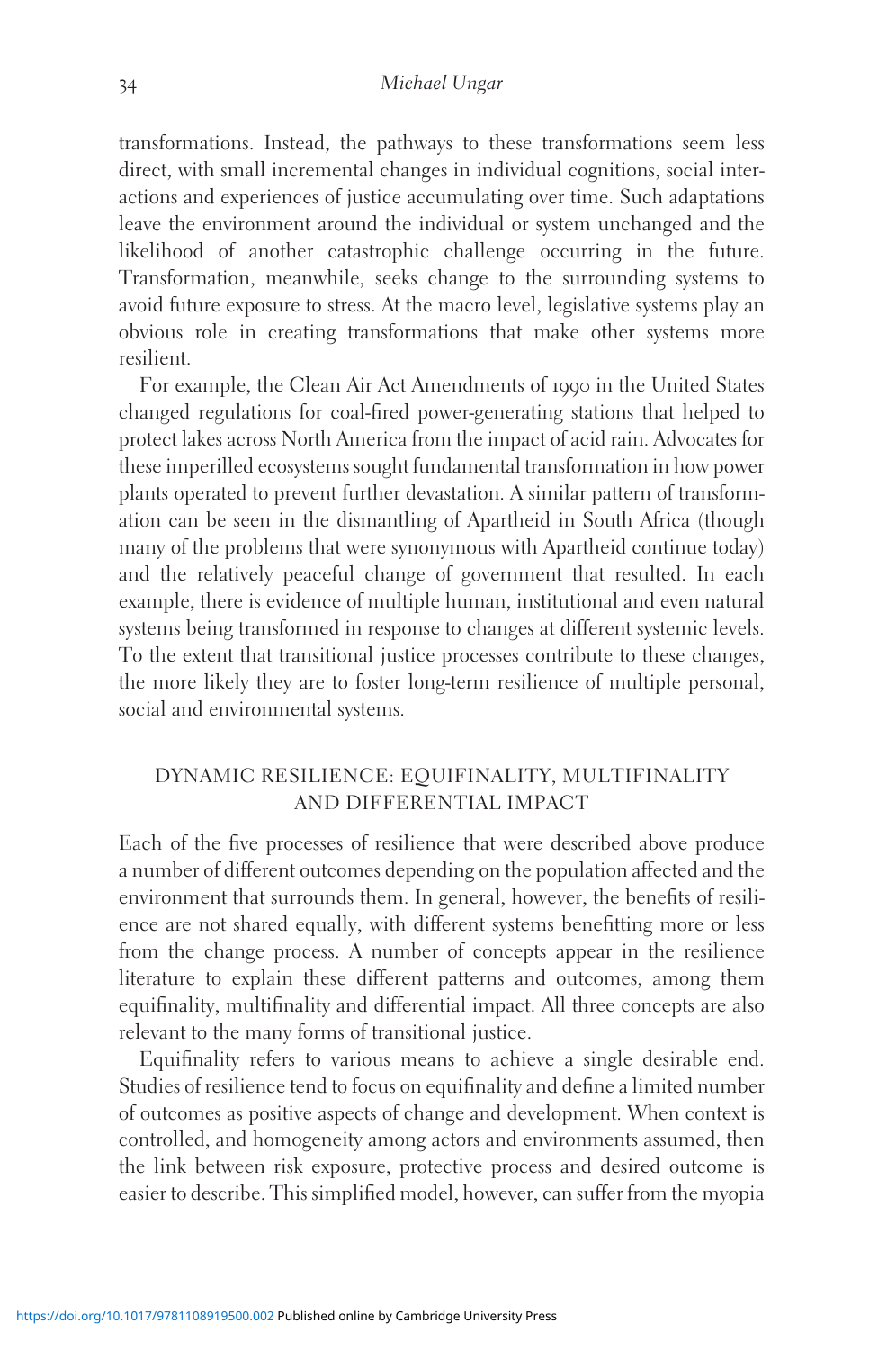transformations. Instead, the pathways to these transformations seem less direct, with small incremental changes in individual cognitions, social interactions and experiences of justice accumulating over time. Such adaptations leave the environment around the individual or system unchanged and the likelihood of another catastrophic challenge occurring in the future. Transformation, meanwhile, seeks change to the surrounding systems to avoid future exposure to stress. At the macro level, legislative systems play an obvious role in creating transformations that make other systems more resilient.

For example, the Clean Air Act Amendments of 1990 in the United States changed regulations for coal-fired power-generating stations that helped to protect lakes across North America from the impact of acid rain. Advocates for these imperilled ecosystems sought fundamental transformation in how power plants operated to prevent further devastation. A similar pattern of transformation can be seen in the dismantling of Apartheid in South Africa (though many of the problems that were synonymous with Apartheid continue today) and the relatively peaceful change of government that resulted. In each example, there is evidence of multiple human, institutional and even natural systems being transformed in response to changes at different systemic levels. To the extent that transitional justice processes contribute to these changes, the more likely they are to foster long-term resilience of multiple personal, social and environmental systems.

## DYNAMIC RESILIENCE: EQUIFINALITY, MULTIFINALITY AND DIFFERENTIAL IMPACT

Each of the five processes of resilience that were described above produce a number of different outcomes depending on the population affected and the environment that surrounds them. In general, however, the benefits of resilience are not shared equally, with different systems benefitting more or less from the change process. A number of concepts appear in the resilience literature to explain these different patterns and outcomes, among them equifinality, multifinality and differential impact. All three concepts are also relevant to the many forms of transitional justice.

Equifinality refers to various means to achieve a single desirable end. Studies of resilience tend to focus on equifinality and define a limited number of outcomes as positive aspects of change and development. When context is controlled, and homogeneity among actors and environments assumed, then the link between risk exposure, protective process and desired outcome is easier to describe. This simplified model, however, can suffer from the myopia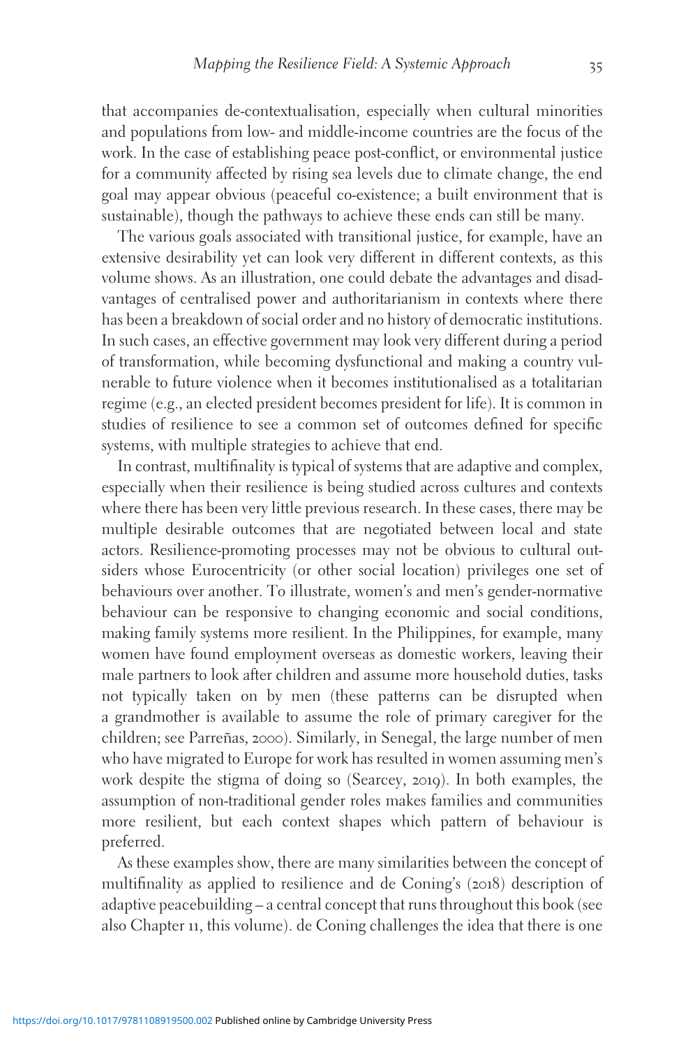that accompanies de-contextualisation, especially when cultural minorities and populations from low- and middle-income countries are the focus of the work. In the case of establishing peace post-conflict, or environmental justice for a community affected by rising sea levels due to climate change, the end goal may appear obvious (peaceful co-existence; a built environment that is sustainable), though the pathways to achieve these ends can still be many.

The various goals associated with transitional justice, for example, have an extensive desirability yet can look very different in different contexts, as this volume shows. As an illustration, one could debate the advantages and disadvantages of centralised power and authoritarianism in contexts where there has been a breakdown of social order and no history of democratic institutions. In such cases, an effective government may look very different during a period of transformation, while becoming dysfunctional and making a country vulnerable to future violence when it becomes institutionalised as a totalitarian regime (e.g., an elected president becomes president for life). It is common in studies of resilience to see a common set of outcomes defined for specific systems, with multiple strategies to achieve that end.

In contrast, multifinality is typical of systems that are adaptive and complex, especially when their resilience is being studied across cultures and contexts where there has been very little previous research. In these cases, there may be multiple desirable outcomes that are negotiated between local and state actors. Resilience-promoting processes may not be obvious to cultural outsiders whose Eurocentricity (or other social location) privileges one set of behaviours over another. To illustrate, women's and men's gender-normative behaviour can be responsive to changing economic and social conditions, making family systems more resilient. In the Philippines, for example, many women have found employment overseas as domestic workers, leaving their male partners to look after children and assume more household duties, tasks not typically taken on by men (these patterns can be disrupted when a grandmother is available to assume the role of primary caregiver for the children; see Parreñas, 2000). Similarly, in Senegal, the large number of men who have migrated to Europe for work has resulted in women assuming men's work despite the stigma of doing so (Searcey, 2019). In both examples, the assumption of non-traditional gender roles makes families and communities more resilient, but each context shapes which pattern of behaviour is preferred.

As these examples show, there are many similarities between the concept of multifinality as applied to resilience and de Coning's (2018) description of adaptive peacebuilding – a central concept that runs throughout this book (see also Chapter 11, this volume). de Coning challenges the idea that there is one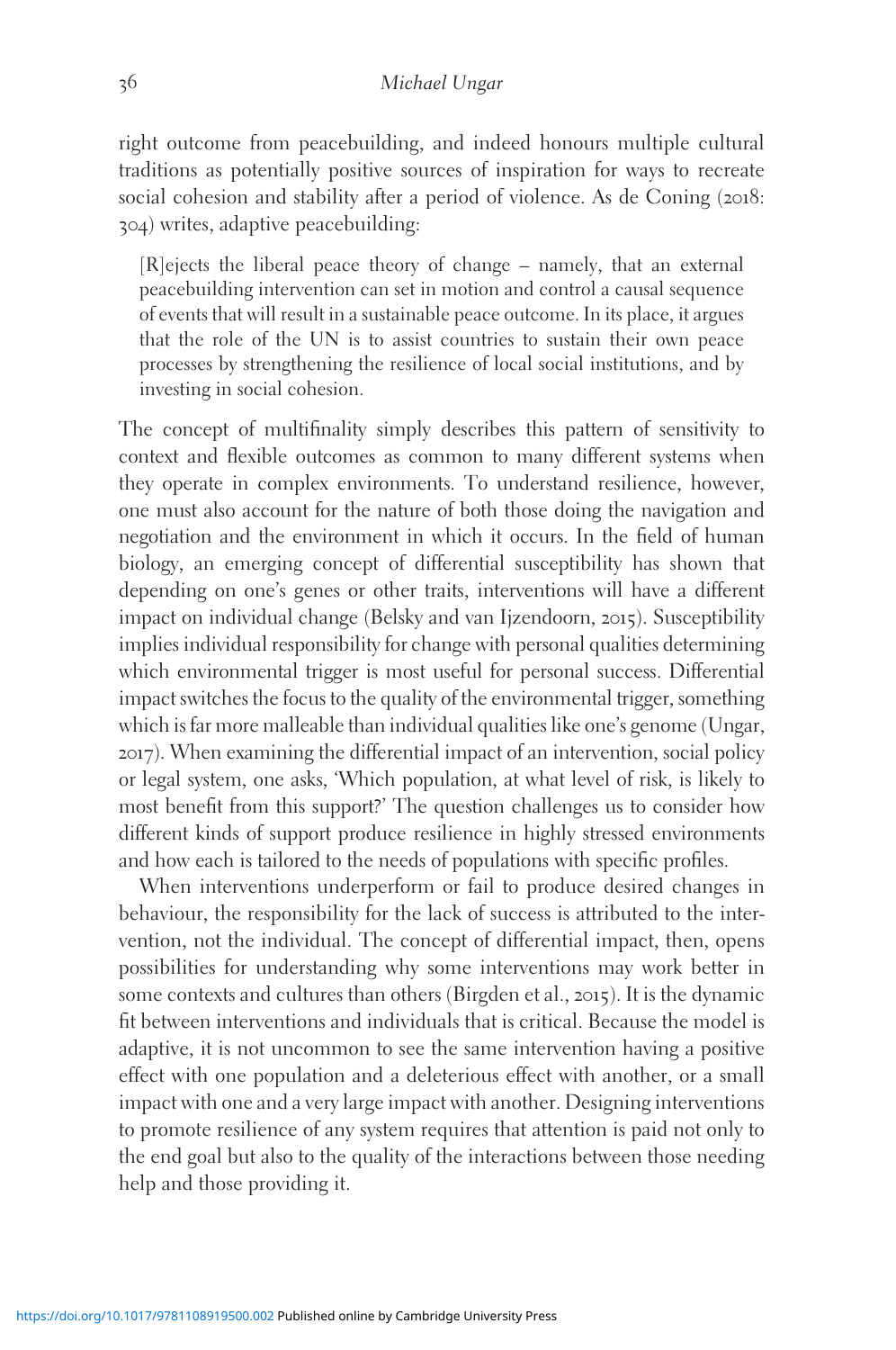right outcome from peacebuilding, and indeed honours multiple cultural traditions as potentially positive sources of inspiration for ways to recreate social cohesion and stability after a period of violence. As de Coning (2018: 304) writes, adaptive peacebuilding:

> [R]ejects the liberal peace theory of change – namely, that an external peacebuilding intervention can set in motion and control a causal sequence of events that will result in a sustainable peace outcome. In its place, it argues that the role of the UN is to assist countries to sustain their own peace processes by strengthening the resilience of local social institutions, and by investing in social cohesion.

The concept of multifinality simply describes this pattern of sensitivity to context and flexible outcomes as common to many different systems when they operate in complex environments. To understand resilience, however, one must also account for the nature of both those doing the navigation and negotiation and the environment in which it occurs. In the field of human biology, an emerging concept of differential susceptibility has shown that depending on one's genes or other traits, interventions will have a different impact on individual change (Belsky and van Ijzendoorn, 2015). Susceptibility implies individual responsibility for change with personal qualities determining which environmental trigger is most useful for personal success. Differential impact switches the focus to the quality of the environmental trigger, something which is far more malleable than individual qualities like one's genome (Ungar, 2017). When examining the differential impact of an intervention, social policy or legal system, one asks, 'Which population, at what level of risk, is likely to most benefit from this support?' The question challenges us to consider how different kinds of support produce resilience in highly stressed environments and how each is tailored to the needs of populations with specific profiles.

When interventions underperform or fail to produce desired changes in behaviour, the responsibility for the lack of success is attributed to the intervention, not the individual. The concept of differential impact, then, opens possibilities for understanding why some interventions may work better in some contexts and cultures than others (Birgden et al., 2015). It is the dynamic fit between interventions and individuals that is critical. Because the model is adaptive, it is not uncommon to see the same intervention having a positive effect with one population and a deleterious effect with another, or a small impact with one and a very large impact with another. Designing interventions to promote resilience of any system requires that attention is paid not only to the end goal but also to the quality of the interactions between those needing help and those providing it.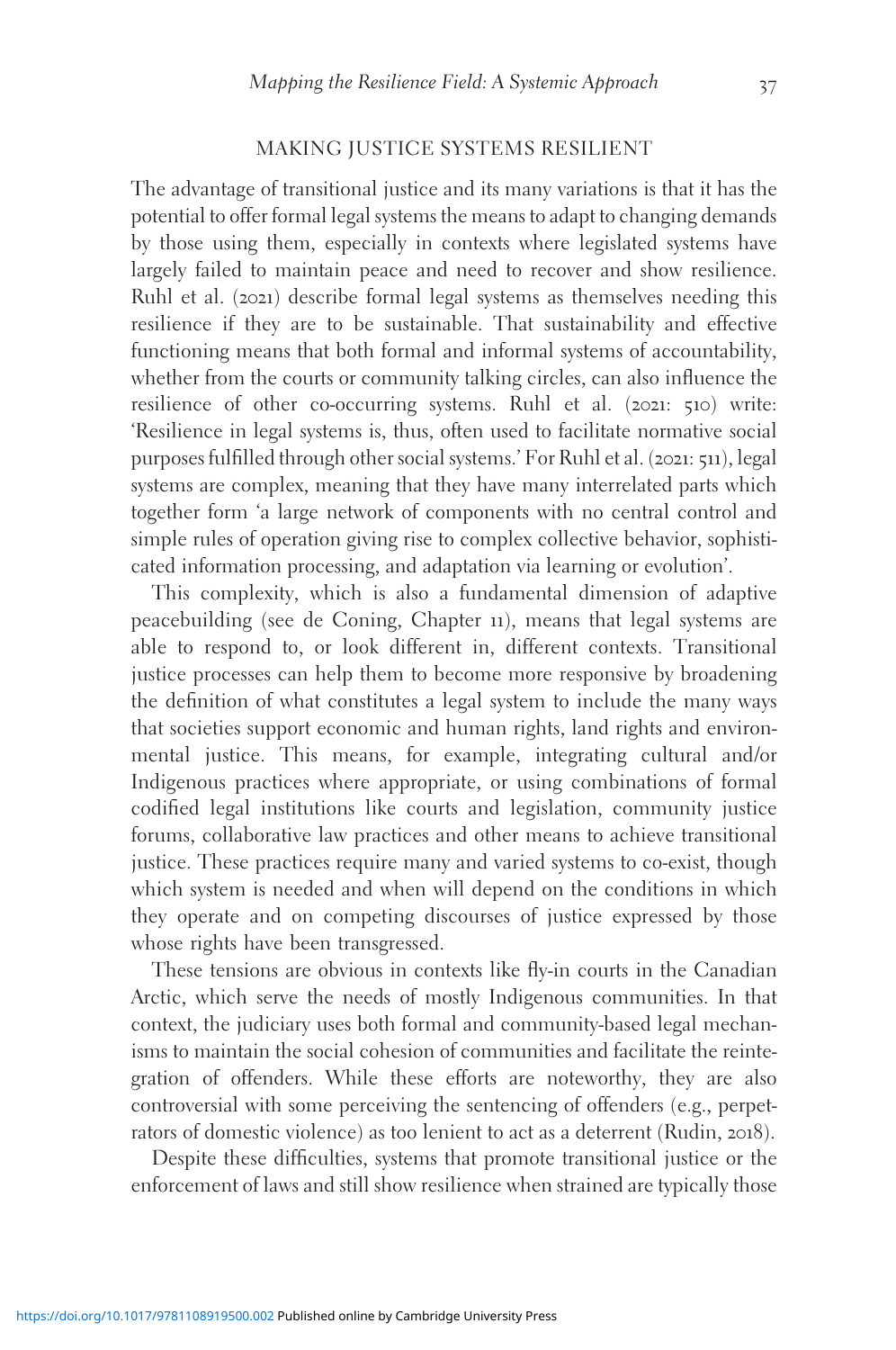## MAKING JUSTICE SYSTEMS RESILIENT

The advantage of transitional justice and its many variations is that it has the potential to offer formal legal systems the means to adapt to changing demands by those using them, especially in contexts where legislated systems have largely failed to maintain peace and need to recover and show resilience. Ruhl et al. (2021) describe formal legal systems as themselves needing this resilience if they are to be sustainable. That sustainability and effective functioning means that both formal and informal systems of accountability, whether from the courts or community talking circles, can also influence the resilience of other co-occurring systems. Ruhl et al. (2021: 510) write: 'Resilience in legal systems is, thus, often used to facilitate normative social purposes fulfilled through other social systems.' For Ruhl et al. (2021: 511), legal systems are complex, meaning that they have many interrelated parts which together form 'a large network of components with no central control and simple rules of operation giving rise to complex collective behavior, sophisticated information processing, and adaptation via learning or evolution'.

This complexity, which is also a fundamental dimension of adaptive peacebuilding (see de Coning, Chapter 11), means that legal systems are able to respond to, or look different in, different contexts. Transitional justice processes can help them to become more responsive by broadening the definition of what constitutes a legal system to include the many ways that societies support economic and human rights, land rights and environmental justice. This means, for example, integrating cultural and/or Indigenous practices where appropriate, or using combinations of formal codified legal institutions like courts and legislation, community justice forums, collaborative law practices and other means to achieve transitional justice. These practices require many and varied systems to co-exist, though which system is needed and when will depend on the conditions in which they operate and on competing discourses of justice expressed by those whose rights have been transgressed.

These tensions are obvious in contexts like fly-in courts in the Canadian Arctic, which serve the needs of mostly Indigenous communities. In that context, the judiciary uses both formal and community-based legal mechanisms to maintain the social cohesion of communities and facilitate the reintegration of offenders. While these efforts are noteworthy, they are also controversial with some perceiving the sentencing of offenders (e.g., perpetrators of domestic violence) as too lenient to act as a deterrent (Rudin, 2018).

Despite these difficulties, systems that promote transitional justice or the enforcement of laws and still show resilience when strained are typically those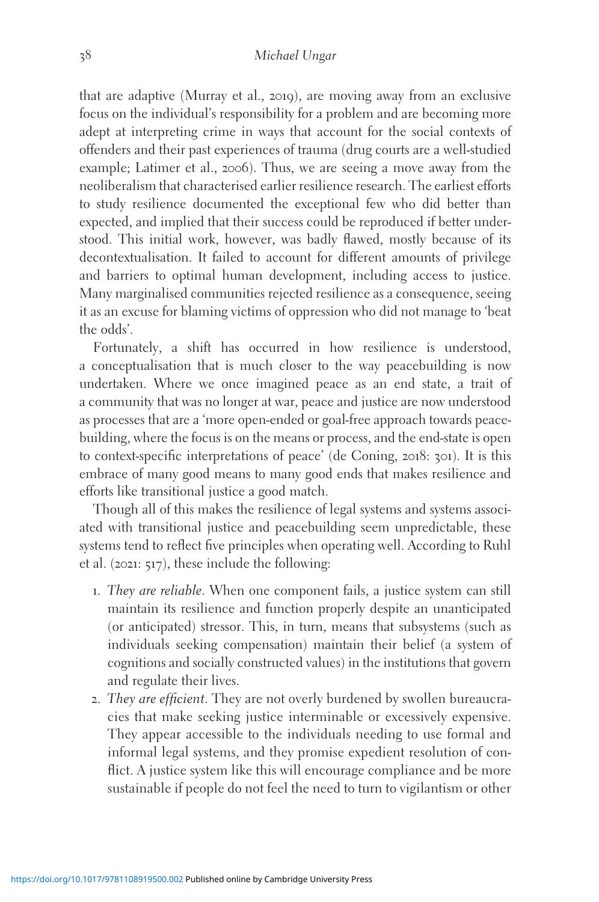that are adaptive (Murray et al., 2019), are moving away from an exclusive focus on the individual's responsibility for a problem and are becoming more adept at interpreting crime in ways that account for the social contexts of offenders and their past experiences of trauma (drug courts are a well-studied example; Latimer et al., 2006). Thus, we are seeing a move away from the neoliberalism that characterised earlier resilience research. The earliest efforts to study resilience documented the exceptional few who did better than expected, and implied that their success could be reproduced if better understood. This initial work, however, was badly flawed, mostly because of its decontextualisation. It failed to account for different amounts of privilege and barriers to optimal human development, including access to justice. Many marginalised communities rejected resilience as a consequence, seeing it as an excuse for blaming victims of oppression who did not manage to 'beat the odds'.

Fortunately, a shift has occurred in how resilience is understood, a conceptualisation that is much closer to the way peacebuilding is now undertaken. Where we once imagined peace as an end state, a trait of a community that was no longer at war, peace and justice are now understood as processes that are a 'more open-ended or goal-free approach towards peacebuilding, where the focus is on the means or process, and the end-state is open to context-specific interpretations of peace' (de Coning, 2018: 301). It is this embrace of many good means to many good ends that makes resilience and efforts like transitional justice a good match.

Though all of this makes the resilience of legal systems and systems associated with transitional justice and peacebuilding seem unpredictable, these systems tend to reflect five principles when operating well. According to Ruhl et al. (2021: 517), these include the following:

1. *They are reliable*. When one component fails, a justice system can still maintain its resilience and function properly despite an unanticipated (or anticipated) stressor. This, in turn, means that subsystems (such as individuals seeking compensation) maintain their belief (a system of cognitions and socially constructed values) in the institutions that govern and regulate their lives.
2. *They are efficient*. They are not overly burdened by swollen bureaucracies that make seeking justice interminable or excessively expensive. They appear accessible to the individuals needing to use formal and informal legal systems, and they promise expedient resolution of conflict. A justice system like this will encourage compliance and be more sustainable if people do not feel the need to turn to vigilantism or other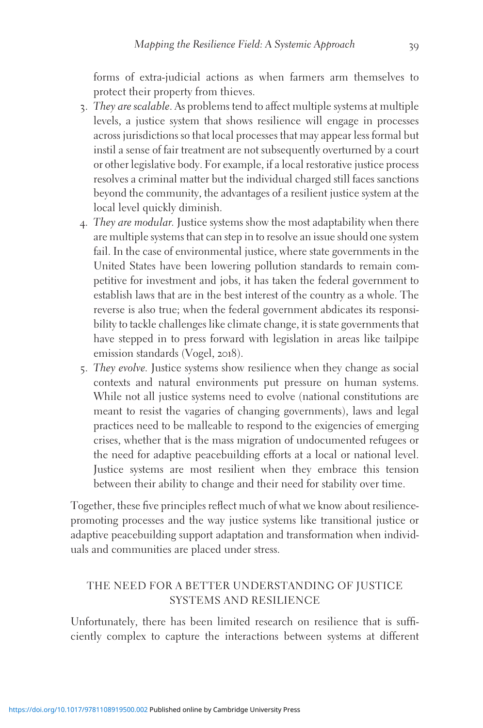forms of extra-judicial actions as when farmers arm themselves to protect their property from thieves.

3. *They are scalable*. As problems tend to affect multiple systems at multiple levels, a justice system that shows resilience will engage in processes across jurisdictions so that local processes that may appear less formal but instil a sense of fair treatment are not subsequently overturned by a court or other legislative body. For example, if a local restorative justice process resolves a criminal matter but the individual charged still faces sanctions beyond the community, the advantages of a resilient justice system at the local level quickly diminish.
4. *They are modular.* Justice systems show the most adaptability when there are multiple systems that can step in to resolve an issue should one system fail. In the case of environmental justice, where state governments in the United States have been lowering pollution standards to remain competitive for investment and jobs, it has taken the federal government to establish laws that are in the best interest of the country as a whole. The reverse is also true; when the federal government abdicates its responsibility to tackle challenges like climate change, it is state governments that have stepped in to press forward with legislation in areas like tailpipe emission standards (Vogel, 2018).
5. *They evolve.* Justice systems show resilience when they change as social contexts and natural environments put pressure on human systems. While not all justice systems need to evolve (national constitutions are meant to resist the vagaries of changing governments), laws and legal practices need to be malleable to respond to the exigencies of emerging crises, whether that is the mass migration of undocumented refugees or the need for adaptive peacebuilding efforts at a local or national level. Justice systems are most resilient when they embrace this tension between their ability to change and their need for stability over time.

Together, these five principles reflect much of what we know about resilience-promoting processes and the way justice systems like transitional justice or adaptive peacebuilding support adaptation and transformation when individuals and communities are placed under stress.

## THE NEED FOR A BETTER UNDERSTANDING OF JUSTICE SYSTEMS AND RESILIENCE

Unfortunately, there has been limited research on resilience that is sufficiently complex to capture the interactions between systems at different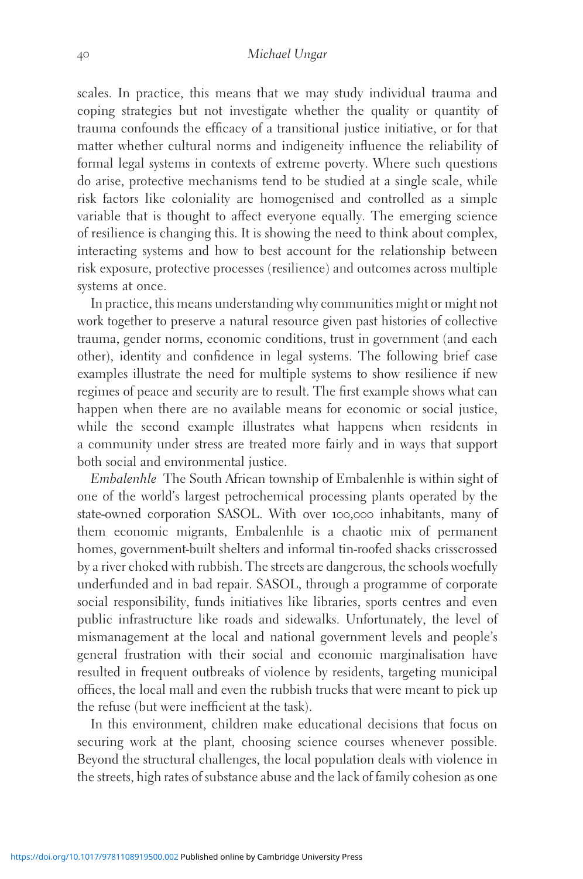scales. In practice, this means that we may study individual trauma and coping strategies but not investigate whether the quality or quantity of trauma confounds the efficacy of a transitional justice initiative, or for that matter whether cultural norms and indigeneity influence the reliability of formal legal systems in contexts of extreme poverty. Where such questions do arise, protective mechanisms tend to be studied at a single scale, while risk factors like coloniality are homogenised and controlled as a simple variable that is thought to affect everyone equally. The emerging science of resilience is changing this. It is showing the need to think about complex, interacting systems and how to best account for the relationship between risk exposure, protective processes (resilience) and outcomes across multiple systems at once.

In practice, this means understanding why communities might or might not work together to preserve a natural resource given past histories of collective trauma, gender norms, economic conditions, trust in government (and each other), identity and confidence in legal systems. The following brief case examples illustrate the need for multiple systems to show resilience if new regimes of peace and security are to result. The first example shows what can happen when there are no available means for economic or social justice, while the second example illustrates what happens when residents in a community under stress are treated more fairly and in ways that support both social and environmental justice.

*Embalenhle* The South African township of Embalenhle is within sight of one of the world's largest petrochemical processing plants operated by the state-owned corporation SASOL. With over 100,000 inhabitants, many of them economic migrants, Embalenhle is a chaotic mix of permanent homes, government-built shelters and informal tin-roofed shacks crisscrossed by a river choked with rubbish. The streets are dangerous, the schools woefully underfunded and in bad repair. SASOL, through a programme of corporate social responsibility, funds initiatives like libraries, sports centres and even public infrastructure like roads and sidewalks. Unfortunately, the level of mismanagement at the local and national government levels and people's general frustration with their social and economic marginalisation have resulted in frequent outbreaks of violence by residents, targeting municipal offices, the local mall and even the rubbish trucks that were meant to pick up the refuse (but were inefficient at the task).

In this environment, children make educational decisions that focus on securing work at the plant, choosing science courses whenever possible. Beyond the structural challenges, the local population deals with violence in the streets, high rates of substance abuse and the lack of family cohesion as one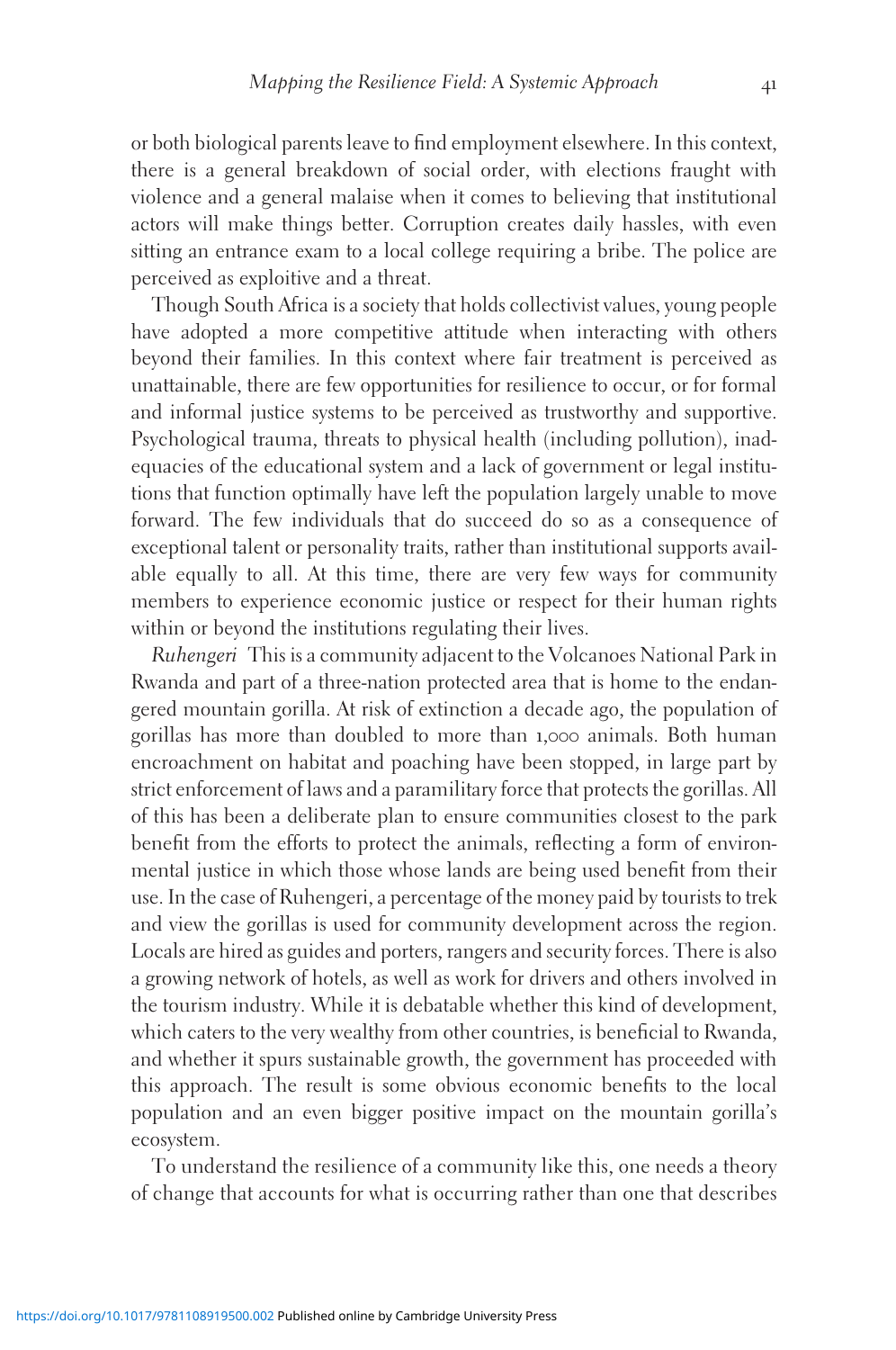or both biological parents leave to find employment elsewhere. In this context, there is a general breakdown of social order, with elections fraught with violence and a general malaise when it comes to believing that institutional actors will make things better. Corruption creates daily hassles, with even sitting an entrance exam to a local college requiring a bribe. The police are perceived as exploitive and a threat.

Though South Africa is a society that holds collectivist values, young people have adopted a more competitive attitude when interacting with others beyond their families. In this context where fair treatment is perceived as unattainable, there are few opportunities for resilience to occur, or for formal and informal justice systems to be perceived as trustworthy and supportive. Psychological trauma, threats to physical health (including pollution), inadequacies of the educational system and a lack of government or legal institutions that function optimally have left the population largely unable to move forward. The few individuals that do succeed do so as a consequence of exceptional talent or personality traits, rather than institutional supports available equally to all. At this time, there are very few ways for community members to experience economic justice or respect for their human rights within or beyond the institutions regulating their lives.

*Ruhengeri* This is a community adjacent to the Volcanoes National Park in Rwanda and part of a three-nation protected area that is home to the endangered mountain gorilla. At risk of extinction a decade ago, the population of gorillas has more than doubled to more than 1,000 animals. Both human encroachment on habitat and poaching have been stopped, in large part by strict enforcement of laws and a paramilitary force that protects the gorillas. All of this has been a deliberate plan to ensure communities closest to the park benefit from the efforts to protect the animals, reflecting a form of environmental justice in which those whose lands are being used benefit from their use. In the case of Ruhengeri, a percentage of the money paid by tourists to trek and view the gorillas is used for community development across the region. Locals are hired as guides and porters, rangers and security forces. There is also a growing network of hotels, as well as work for drivers and others involved in the tourism industry. While it is debatable whether this kind of development, which caters to the very wealthy from other countries, is beneficial to Rwanda, and whether it spurs sustainable growth, the government has proceeded with this approach. The result is some obvious economic benefits to the local population and an even bigger positive impact on the mountain gorilla's ecosystem.

To understand the resilience of a community like this, one needs a theory of change that accounts for what is occurring rather than one that describes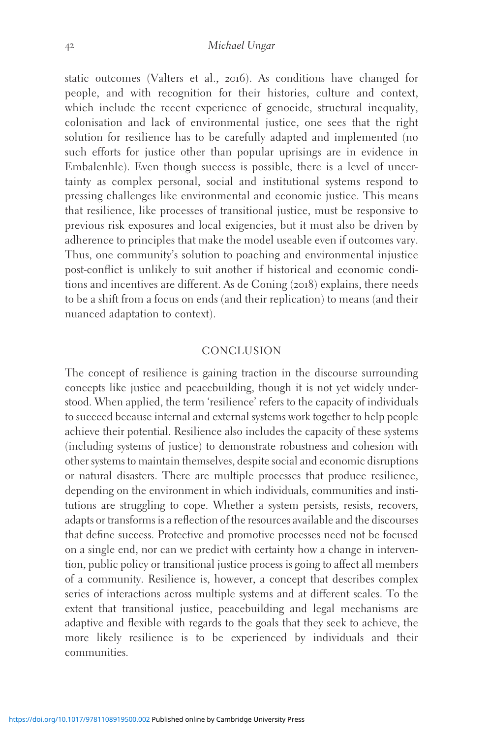static outcomes (Valters et al., 2016). As conditions have changed for people, and with recognition for their histories, culture and context, which include the recent experience of genocide, structural inequality, colonisation and lack of environmental justice, one sees that the right solution for resilience has to be carefully adapted and implemented (no such efforts for justice other than popular uprisings are in evidence in Embalenhle). Even though success is possible, there is a level of uncertainty as complex personal, social and institutional systems respond to pressing challenges like environmental and economic justice. This means that resilience, like processes of transitional justice, must be responsive to previous risk exposures and local exigencies, but it must also be driven by adherence to principles that make the model useable even if outcomes vary. Thus, one community's solution to poaching and environmental injustice post-conflict is unlikely to suit another if historical and economic conditions and incentives are different. As de Coning (2018) explains, there needs to be a shift from a focus on ends (and their replication) to means (and their nuanced adaptation to context).

## CONCLUSION

The concept of resilience is gaining traction in the discourse surrounding concepts like justice and peacebuilding, though it is not yet widely understood. When applied, the term 'resilience' refers to the capacity of individuals to succeed because internal and external systems work together to help people achieve their potential. Resilience also includes the capacity of these systems (including systems of justice) to demonstrate robustness and cohesion with other systems to maintain themselves, despite social and economic disruptions or natural disasters. There are multiple processes that produce resilience, depending on the environment in which individuals, communities and institutions are struggling to cope. Whether a system persists, resists, recovers, adapts or transforms is a reflection of the resources available and the discourses that define success. Protective and promotive processes need not be focused on a single end, nor can we predict with certainty how a change in intervention, public policy or transitional justice process is going to affect all members of a community. Resilience is, however, a concept that describes complex series of interactions across multiple systems and at different scales. To the extent that transitional justice, peacebuilding and legal mechanisms are adaptive and flexible with regards to the goals that they seek to achieve, the more likely resilience is to be experienced by individuals and their communities.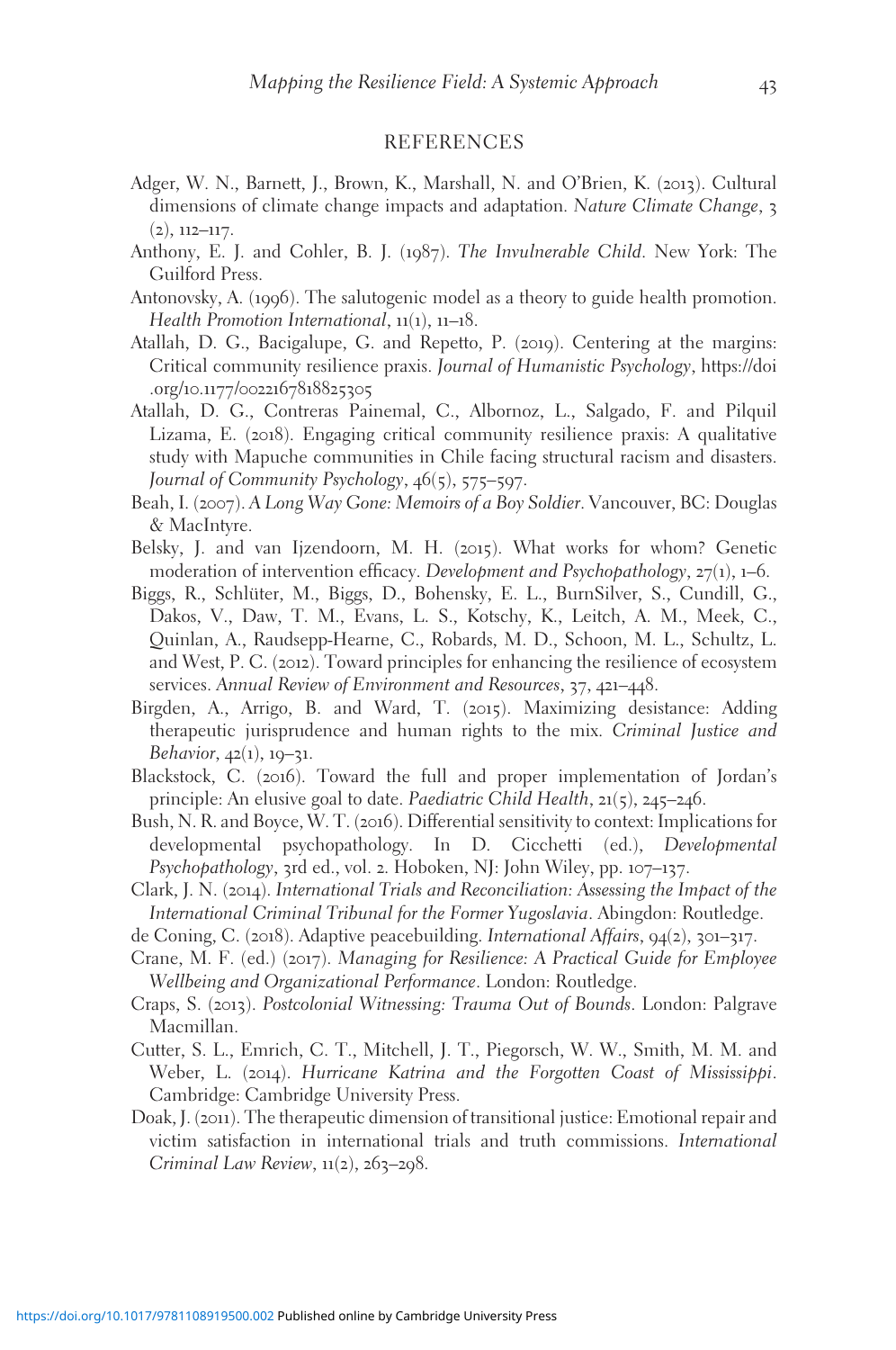## REFERENCES

Adger, W. N., Barnett, J., Brown, K., Marshall, N. and O'Brien, K. (2013). Cultural dimensions of climate change impacts and adaptation. *Nature Climate Change*, 3 (2), 112–117.

Anthony, E. J. and Cohler, B. J. (1987). *The Invulnerable Child*. New York: The Guilford Press.

Antonovsky, A. (1996). The salutogenic model as a theory to guide health promotion. *Health Promotion International*, 11(1), 11–18.

Atallah, D. G., Bacigalupe, G. and Repetto, P. (2019). Centering at the margins: Critical community resilience praxis. *Journal of Humanistic Psychology*, https://doi.org/10.1177/0022167818825305

Atallah, D. G., Contreras Painemal, C., Albornoz, L., Salgado, F. and Pilquil Lizama, E. (2018). Engaging critical community resilience praxis: A qualitative study with Mapuche communities in Chile facing structural racism and disasters. *Journal of Community Psychology*, 46(5), 575–597.

Beah, I. (2007). *A Long Way Gone: Memoirs of a Boy Soldier*. Vancouver, BC: Douglas & MacIntyre.

Belsky, J. and van Ijzendoorn, M. H. (2015). What works for whom? Genetic moderation of intervention efficacy. *Development and Psychopathology*, 27(1), 1–6.

Biggs, R., Schlüter, M., Biggs, D., Bohensky, E. L., BurnSilver, S., Cundill, G., Dakos, V., Daw, T. M., Evans, L. S., Kotschy, K., Leitch, A. M., Meek, C., Quinlan, A., Raudsepp-Hearne, C., Robards, M. D., Schoon, M. L., Schultz, L. and West, P. C. (2012). Toward principles for enhancing the resilience of ecosystem services. *Annual Review of Environment and Resources*, 37, 421–448.

Birgden, A., Arrigo, B. and Ward, T. (2015). Maximizing desistance: Adding therapeutic jurisprudence and human rights to the mix. *Criminal Justice and Behavior*, 42(1), 19–31.

Blackstock, C. (2016). Toward the full and proper implementation of Jordan's principle: An elusive goal to date. *Paediatric Child Health*, 21(5), 245–246.

Bush, N. R. and Boyce, W. T. (2016). Differential sensitivity to context: Implications for developmental psychopathology. In D. Cicchetti (ed.), *Developmental Psychopathology*, 3rd ed., vol. 2. Hoboken, NJ: John Wiley, pp. 107–137.

Clark, J. N. (2014). *International Trials and Reconciliation: Assessing the Impact of the International Criminal Tribunal for the Former Yugoslavia*. Abingdon: Routledge.

de Coning, C. (2018). Adaptive peacebuilding. *International Affairs*, 94(2), 301–317.

Crane, M. F. (ed.) (2017). *Managing for Resilience: A Practical Guide for Employee Wellbeing and Organizational Performance*. London: Routledge.

Craps, S. (2013). *Postcolonial Witnessing: Trauma Out of Bounds*. London: Palgrave Macmillan.

Cutter, S. L., Emrich, C. T., Mitchell, J. T., Piegorsch, W. W., Smith, M. M. and Weber, L. (2014). *Hurricane Katrina and the Forgotten Coast of Mississippi*. Cambridge: Cambridge University Press.

Doak, J. (2011). The therapeutic dimension of transitional justice: Emotional repair and victim satisfaction in international trials and truth commissions. *International Criminal Law Review*, 11(2), 263–298.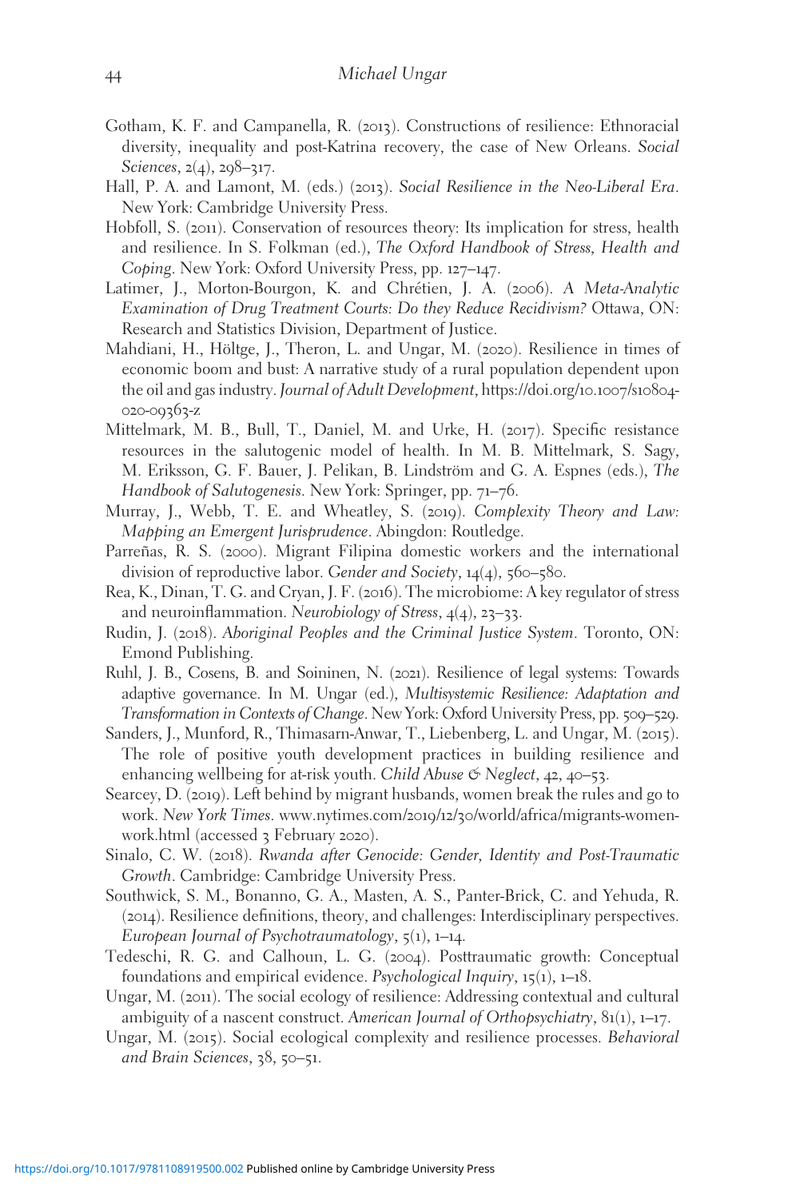Gotham, K. F. and Campanella, R. (2013). Constructions of resilience: Ethnoracial diversity, inequality and post-Katrina recovery, the case of New Orleans. *Social Sciences*, 2(4), 298–317.

Hall, P. A. and Lamont, M. (eds.) (2013). *Social Resilience in the Neo-Liberal Era*. New York: Cambridge University Press.

Hobfoll, S. (2011). Conservation of resources theory: Its implication for stress, health and resilience. In S. Folkman (ed.), *The Oxford Handbook of Stress, Health and Coping*. New York: Oxford University Press, pp. 127–147.

Latimer, J., Morton-Bourgon, K. and Chrétien, J. A. (2006). *A Meta-Analytic Examination of Drug Treatment Courts: Do they Reduce Recidivism?* Ottawa, ON: Research and Statistics Division, Department of Justice.

Mahdiani, H., Höltge, J., Theron, L. and Ungar, M. (2020). Resilience in times of economic boom and bust: A narrative study of a rural population dependent upon the oil and gas industry. *Journal of Adult Development*, https://doi.org/10.1007/s10804-020-09363-z

Mittelmark, M. B., Bull, T., Daniel, M. and Urke, H. (2017). Specific resistance resources in the salutogenic model of health. In M. B. Mittelmark, S. Sagy, M. Eriksson, G. F. Bauer, J. Pelikan, B. Lindström and G. A. Espnes (eds.), *The Handbook of Salutogenesis*. New York: Springer, pp. 71–76.

Murray, J., Webb, T. E. and Wheatley, S. (2019). *Complexity Theory and Law: Mapping an Emergent Jurisprudence*. Abingdon: Routledge.

Parreñas, R. S. (2000). Migrant Filipina domestic workers and the international division of reproductive labor. *Gender and Society*, 14(4), 560–580.

Rea, K., Dinan, T. G. and Cryan, J. F. (2016). The microbiome: A key regulator of stress and neuroinflammation. *Neurobiology of Stress*, 4(4), 23–33.

Rudin, J. (2018). *Aboriginal Peoples and the Criminal Justice System*. Toronto, ON: Emond Publishing.

Ruhl, J. B., Cosens, B. and Soininen, N. (2021). Resilience of legal systems: Towards adaptive governance. In M. Ungar (ed.), *Multisystemic Resilience: Adaptation and Transformation in Contexts of Change*. New York: Oxford University Press, pp. 509–529.

Sanders, J., Munford, R., Thimasarn-Anwar, T., Liebenberg, L. and Ungar, M. (2015). The role of positive youth development practices in building resilience and enhancing wellbeing for at-risk youth. *Child Abuse & Neglect*, 42, 40–53.

Searcey, D. (2019). Left behind by migrant husbands, women break the rules and go to work. *New York Times*. www.nytimes.com/2019/12/30/world/africa/migrants-women-work.html (accessed 3 February 2020).

Sinalo, C. W. (2018). *Rwanda after Genocide: Gender, Identity and Post-Traumatic Growth*. Cambridge: Cambridge University Press.

Southwick, S. M., Bonanno, G. A., Masten, A. S., Panter-Brick, C. and Yehuda, R. (2014). Resilience definitions, theory, and challenges: Interdisciplinary perspectives. *European Journal of Psychotraumatology*, 5(1), 1–14.

Tedeschi, R. G. and Calhoun, L. G. (2004). Posttraumatic growth: Conceptual foundations and empirical evidence. *Psychological Inquiry*, 15(1), 1–18.

Ungar, M. (2011). The social ecology of resilience: Addressing contextual and cultural ambiguity of a nascent construct. *American Journal of Orthopsychiatry*, 81(1), 1–17.

Ungar, M. (2015). Social ecological complexity and resilience processes. *Behavioral and Brain Sciences*, 38, 50–51.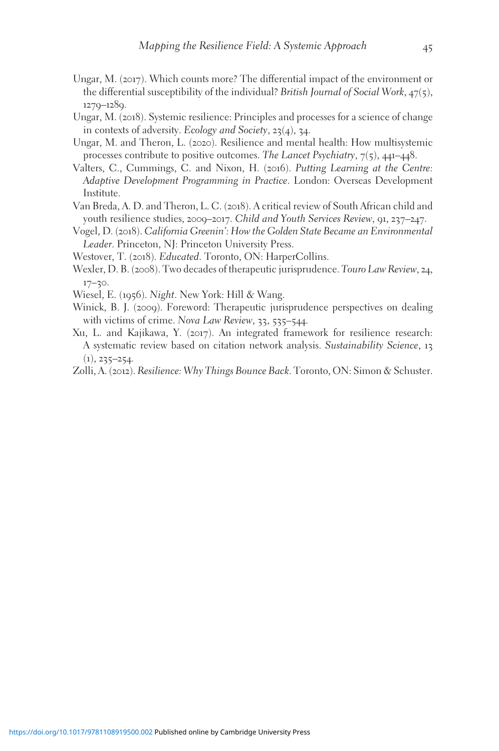Ungar, M. (2017). Which counts more? The differential impact of the environment or the differential susceptibility of the individual? *British Journal of Social Work*, 47(5), 1279–1289.

Ungar, M. (2018). Systemic resilience: Principles and processes for a science of change in contexts of adversity. *Ecology and Society*, 23(4), 34.

Ungar, M. and Theron, L. (2020). Resilience and mental health: How multisystemic processes contribute to positive outcomes. *The Lancet Psychiatry*, 7(5), 441–448.

Valters, C., Cummings, C. and Nixon, H. (2016). *Putting Learning at the Centre: Adaptive Development Programming in Practice*. London: Overseas Development Institute.

Van Breda, A. D. and Theron, L. C. (2018). A critical review of South African child and youth resilience studies, 2009–2017. *Child and Youth Services Review*, 91, 237–247.

Vogel, D. (2018). *California Greenin': How the Golden State Became an Environmental Leader*. Princeton, NJ: Princeton University Press.

Westover, T. (2018). *Educated*. Toronto, ON: HarperCollins.

Wexler, D. B. (2008). Two decades of therapeutic jurisprudence. *Touro Law Review*, 24, 17–30.

Wiesel, E. (1956). *Night*. New York: Hill & Wang.

Winick, B. J. (2009). Foreword: Therapeutic jurisprudence perspectives on dealing with victims of crime. *Nova Law Review*, 33, 535–544.

Xu, L. and Kajikawa, Y. (2017). An integrated framework for resilience research: A systematic review based on citation network analysis. *Sustainability Science*, 13 (1), 235–254.

Zolli, A. (2012). *Resilience: Why Things Bounce Back*. Toronto, ON: Simon & Schuster.